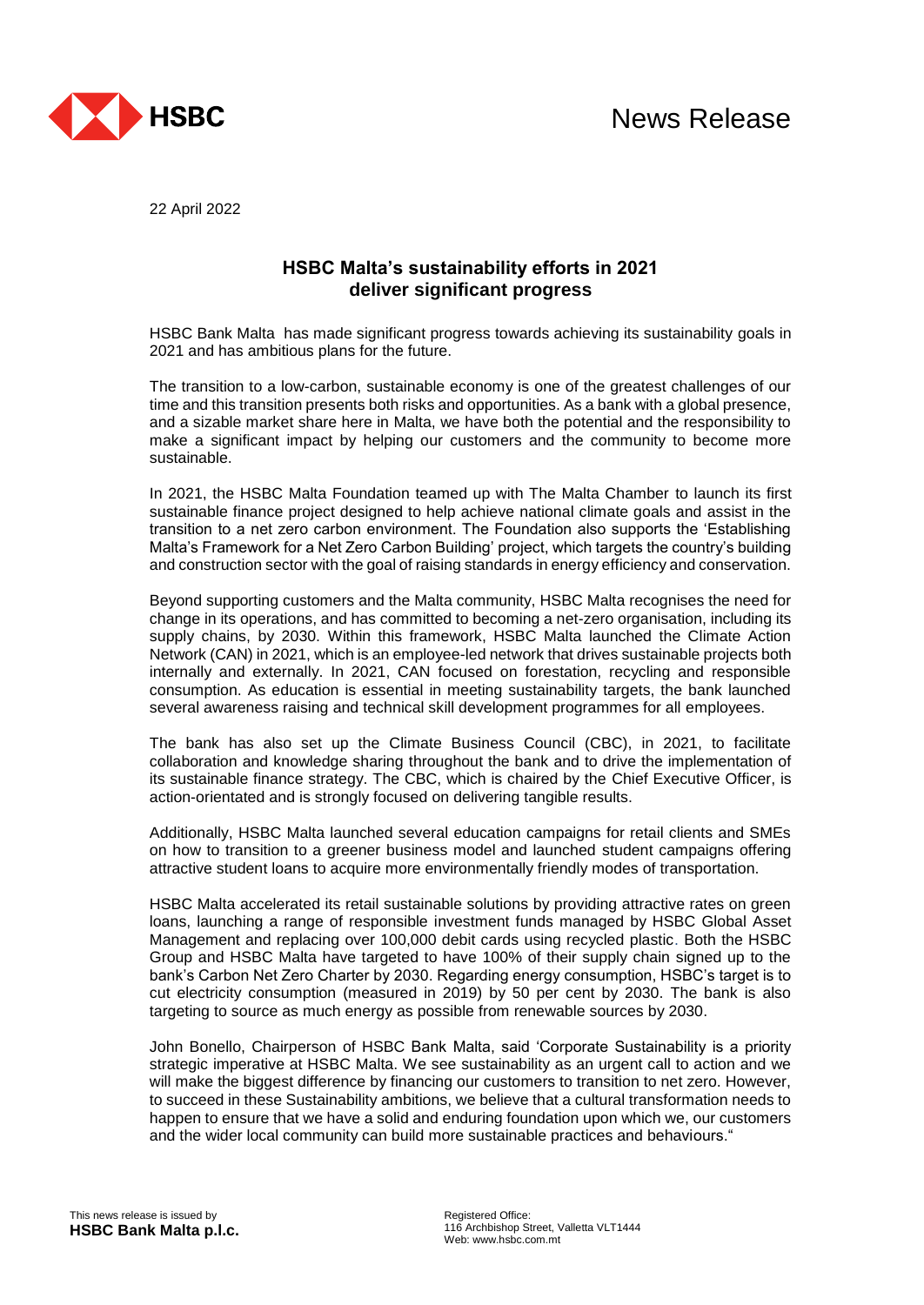HSBC

News Release

22 April 2022

## HSBC Malta's sustainability efforts in 2021 deliver significant progress

HSBC Bank Malta has made significant progress towards achieving its sustainability goals in 2021 and has ambitious plans for the future.

The transition to a low-carbon, sustainable economy is one of the greatest challenges of our time and this transition presents both risks and opportunities. As a bank with a global presence, and a sizable market share here in Malta, we have both the potential and the responsibility to make a significant impact by helping our customers and the community to become more sustainable.

In 2021, the HSBC Malta Foundation teamed up with The Malta Chamber to launch its first sustainable finance project designed to help achieve national climate goals and assist in the transition to a net zero carbon environment. The Foundation also supports the 'Establishing Malta's Framework for a Net Zero Carbon Building' project, which targets the country's building and construction sector with the goal of raising standards in energy efficiency and conservation.

Beyond supporting customers and the Malta community, HSBC Malta recognises the need for change in its operations, and has committed to becoming a net-zero organisation, including its supply chains, by 2030. Within this framework, HSBC Malta launched the Climate Action Network (CAN) in 2021, which is an employee-led network that drives sustainable projects both internally and externally. In 2021, CAN focused on forestation, recycling and responsible consumption. As education is essential in meeting sustainability targets, the bank launched several awareness raising and technical skill development programmes for all employees.

The bank has also set up the Climate Business Council (CBC), in 2021, to facilitate collaboration and knowledge sharing throughout the bank and to drive the implementation of its sustainable finance strategy. The CBC, which is chaired by the Chief Executive Officer, is action-orientated and is strongly focused on delivering tangible results.

Additionally, HSBC Malta launched several education campaigns for retail clients and SMEs on how to transition to a greener business model and launched student campaigns offering attractive student loans to acquire more environmentally friendly modes of transportation.

HSBC Malta accelerated its retail sustainable solutions by providing attractive rates on green loans, launching a range of responsible investment funds managed by HSBC Global Asset Management and replacing over 100,000 debit cards using recycled plastic. Both the HSBC Group and HSBC Malta have targeted to have 100% of their supply chain signed up to the bank's Carbon Net Zero Charter by 2030. Regarding energy consumption, HSBC's target is to cut electricity consumption (measured in 2019) by 50 per cent by 2030. The bank is also targeting to source as much energy as possible from renewable sources by 2030.

John Bonello, Chairperson of HSBC Bank Malta, said 'Corporate Sustainability is a priority strategic imperative at HSBC Malta. We see sustainability as an urgent call to action and we will make the biggest difference by financing our customers to transition to net zero. However, to succeed in these Sustainability ambitions, we believe that a cultural transformation needs to happen to ensure that we have a solid and enduring foundation upon which we, our customers and the wider local community can build more sustainable practices and behaviours."

This news release is issued by
**HSBC Bank Malta p.l.c.**

Registered Office:
116 Archbishop Street, Valletta VLT1444
Web: www.hsbc.com.mt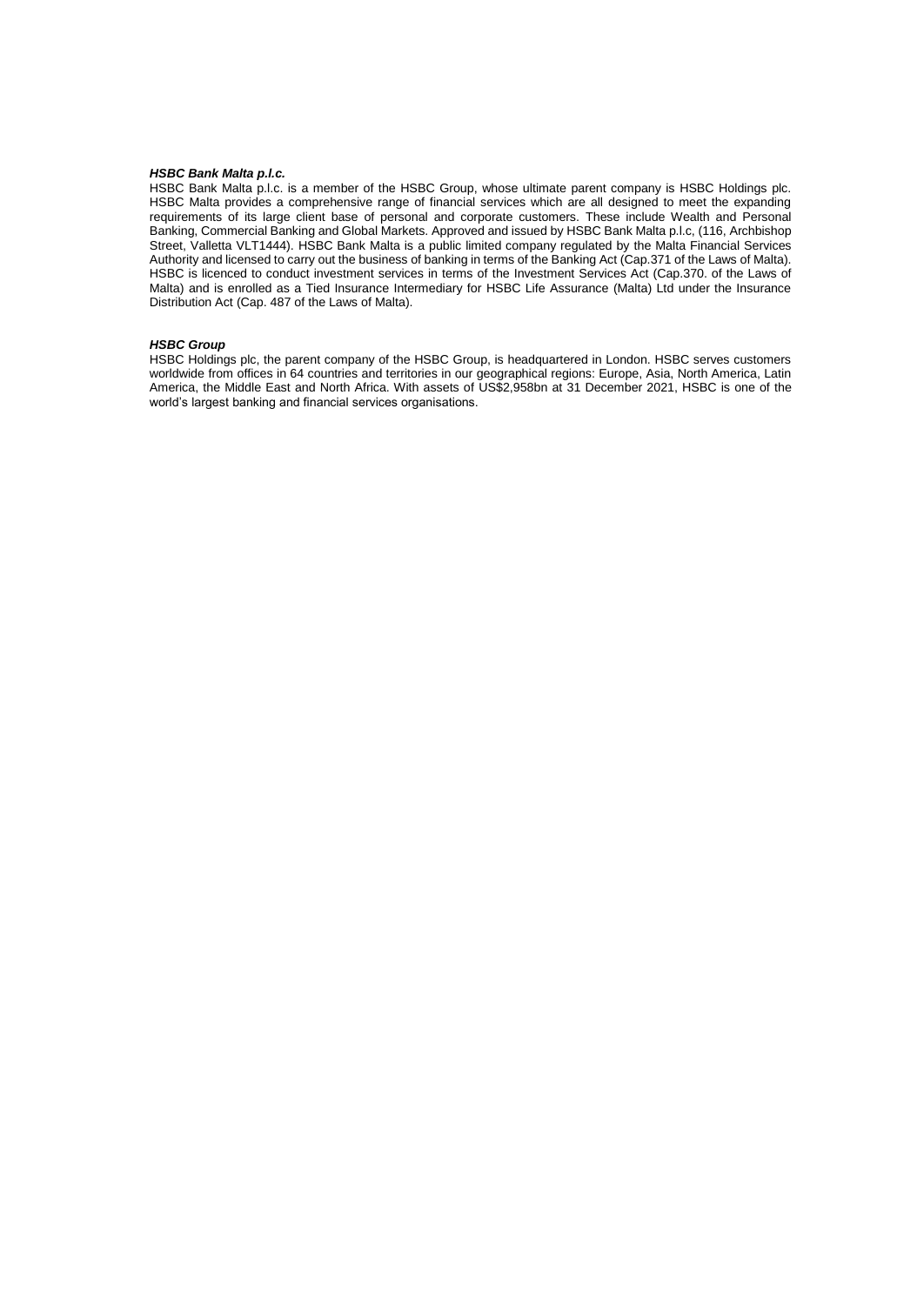***HSBC Bank Malta p.l.c.***

HSBC Bank Malta p.l.c. is a member of the HSBC Group, whose ultimate parent company is HSBC Holdings plc. HSBC Malta provides a comprehensive range of financial services which are all designed to meet the expanding requirements of its large client base of personal and corporate customers. These include Wealth and Personal Banking, Commercial Banking and Global Markets. Approved and issued by HSBC Bank Malta p.l.c, (116, Archbishop Street, Valletta VLT1444). HSBC Bank Malta is a public limited company regulated by the Malta Financial Services Authority and licensed to carry out the business of banking in terms of the Banking Act (Cap.371 of the Laws of Malta). HSBC is licenced to conduct investment services in terms of the Investment Services Act (Cap.370. of the Laws of Malta) and is enrolled as a Tied Insurance Intermediary for HSBC Life Assurance (Malta) Ltd under the Insurance Distribution Act (Cap. 487 of the Laws of Malta).

***HSBC Group***

HSBC Holdings plc, the parent company of the HSBC Group, is headquartered in London. HSBC serves customers worldwide from offices in 64 countries and territories in our geographical regions: Europe, Asia, North America, Latin America, the Middle East and North Africa. With assets of US$2,958bn at 31 December 2021, HSBC is one of the world's largest banking and financial services organisations.